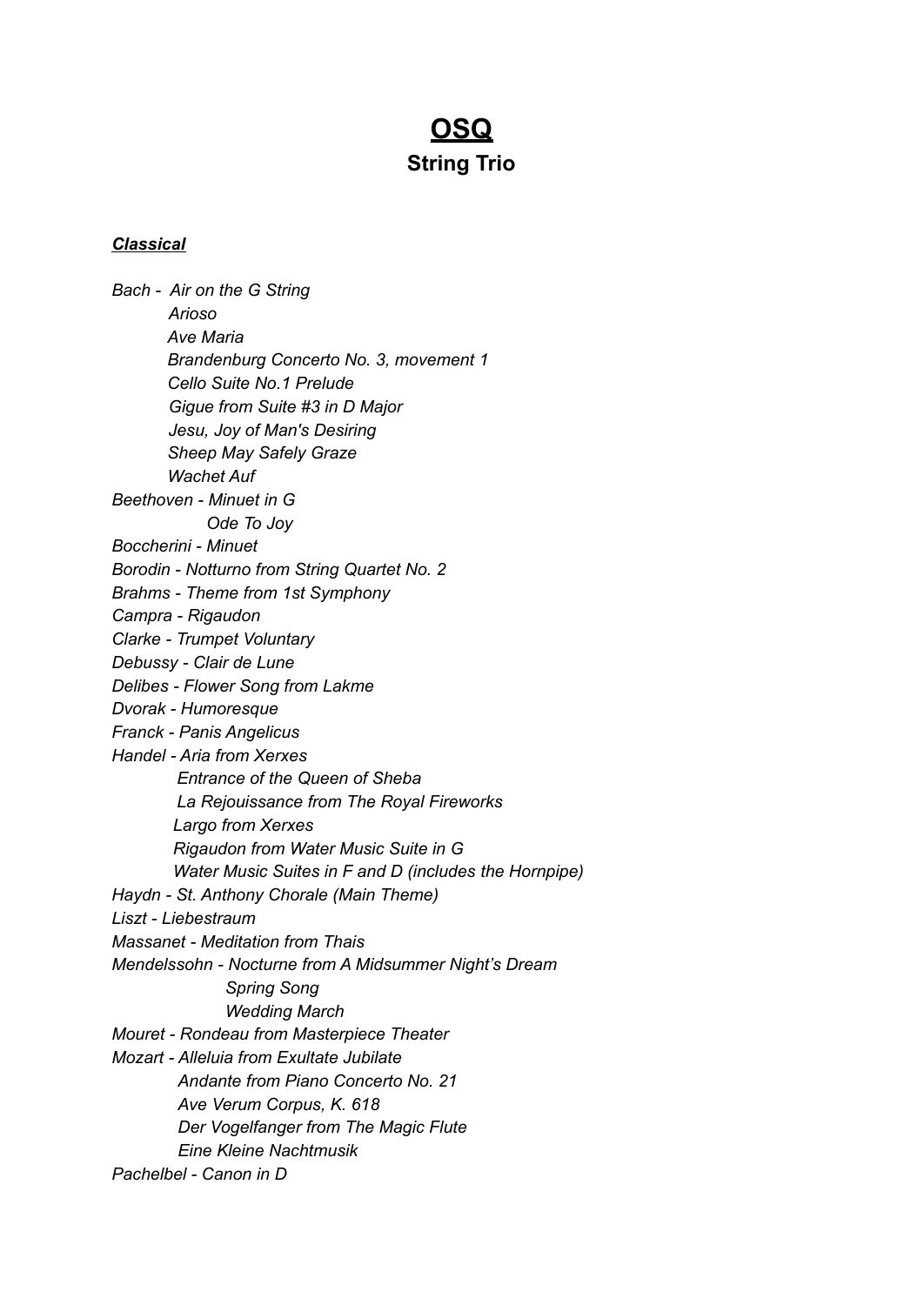# **OSQ**

## String Trio

***Classical***

*Bach - Air on the G String*
*Arioso*
*Ave Maria*
*Brandenburg Concerto No. 3, movement 1*
*Cello Suite No.1 Prelude*
*Gigue from Suite #3 in D Major*
*Jesu, Joy of Man's Desiring*
*Sheep May Safely Graze*
*Wachet Auf*
*Beethoven - Minuet in G*
*Ode To Joy*
*Boccherini - Minuet*
*Borodin - Notturno from String Quartet No. 2*
*Brahms - Theme from 1st Symphony*
*Campra - Rigaudon*
*Clarke - Trumpet Voluntary*
*Debussy - Clair de Lune*
*Delibes - Flower Song from Lakme*
*Dvorak - Humoresque*
*Franck - Panis Angelicus*
*Handel - Aria from Xerxes*
*Entrance of the Queen of Sheba*
*La Rejouissance from The Royal Fireworks*
*Largo from Xerxes*
*Rigaudon from Water Music Suite in G*
*Water Music Suites in F and D (includes the Hornpipe)*
*Haydn - St. Anthony Chorale (Main Theme)*
*Liszt - Liebestraum*
*Massanet - Meditation from Thais*
*Mendelssohn - Nocturne from A Midsummer Night's Dream*
*Spring Song*
*Wedding March*
*Mouret - Rondeau from Masterpiece Theater*
*Mozart - Alleluia from Exultate Jubilate*
*Andante from Piano Concerto No. 21*
*Ave Verum Corpus, K. 618*
*Der Vogelfanger from The Magic Flute*
*Eine Kleine Nachtmusik*
*Pachelbel - Canon in D*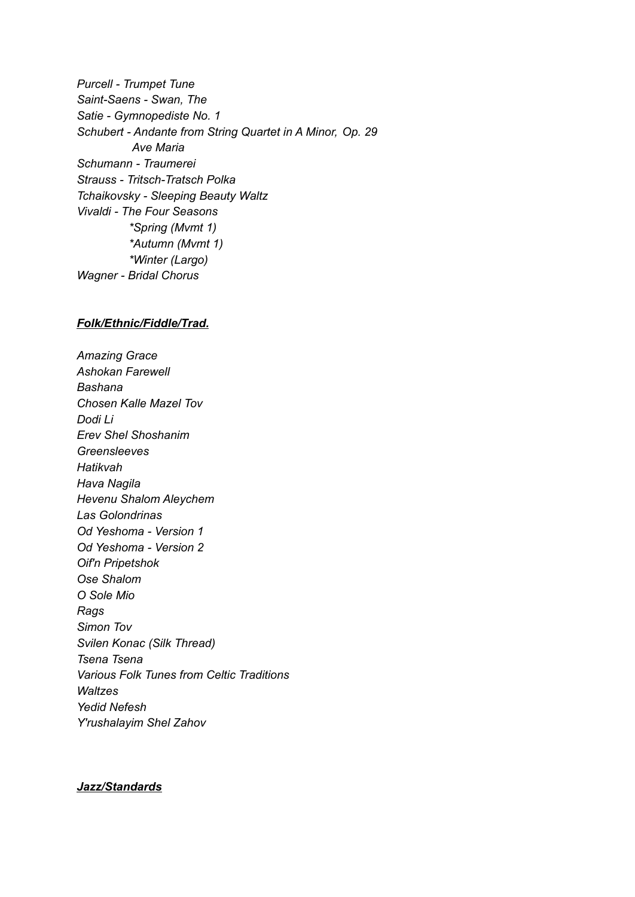*Purcell - Trumpet Tune*
*Saint-Saens - Swan, The*
*Satie - Gymnopediste No. 1*
*Schubert - Andante from String Quartet in A Minor, Op. 29*
*Ave Maria*
*Schumann - Traumerei*
*Strauss - Tritsch-Tratsch Polka*
*Tchaikovsky - Sleeping Beauty Waltz*
*Vivaldi - The Four Seasons*
*\*Spring (Mvmt 1)*
*\*Autumn (Mvmt 1)*
*\*Winter (Largo)*
*Wagner - Bridal Chorus*

***Folk/Ethnic/Fiddle/Trad.***

*Amazing Grace*
*Ashokan Farewell*
*Bashana*
*Chosen Kalle Mazel Tov*
*Dodi Li*
*Erev Shel Shoshanim*
*Greensleeves*
*Hatikvah*
*Hava Nagila*
*Hevenu Shalom Aleychem*
*Las Golondrinas*
*Od Yeshoma - Version 1*
*Od Yeshoma - Version 2*
*Oif'n Pripetshok*
*Ose Shalom*
*O Sole Mio*
*Rags*
*Simon Tov*
*Svilen Konac (Silk Thread)*
*Tsena Tsena*
*Various Folk Tunes from Celtic Traditions*
*Waltzes*
*Yedid Nefesh*
*Y'rushalayim Shel Zahov*

***Jazz/Standards***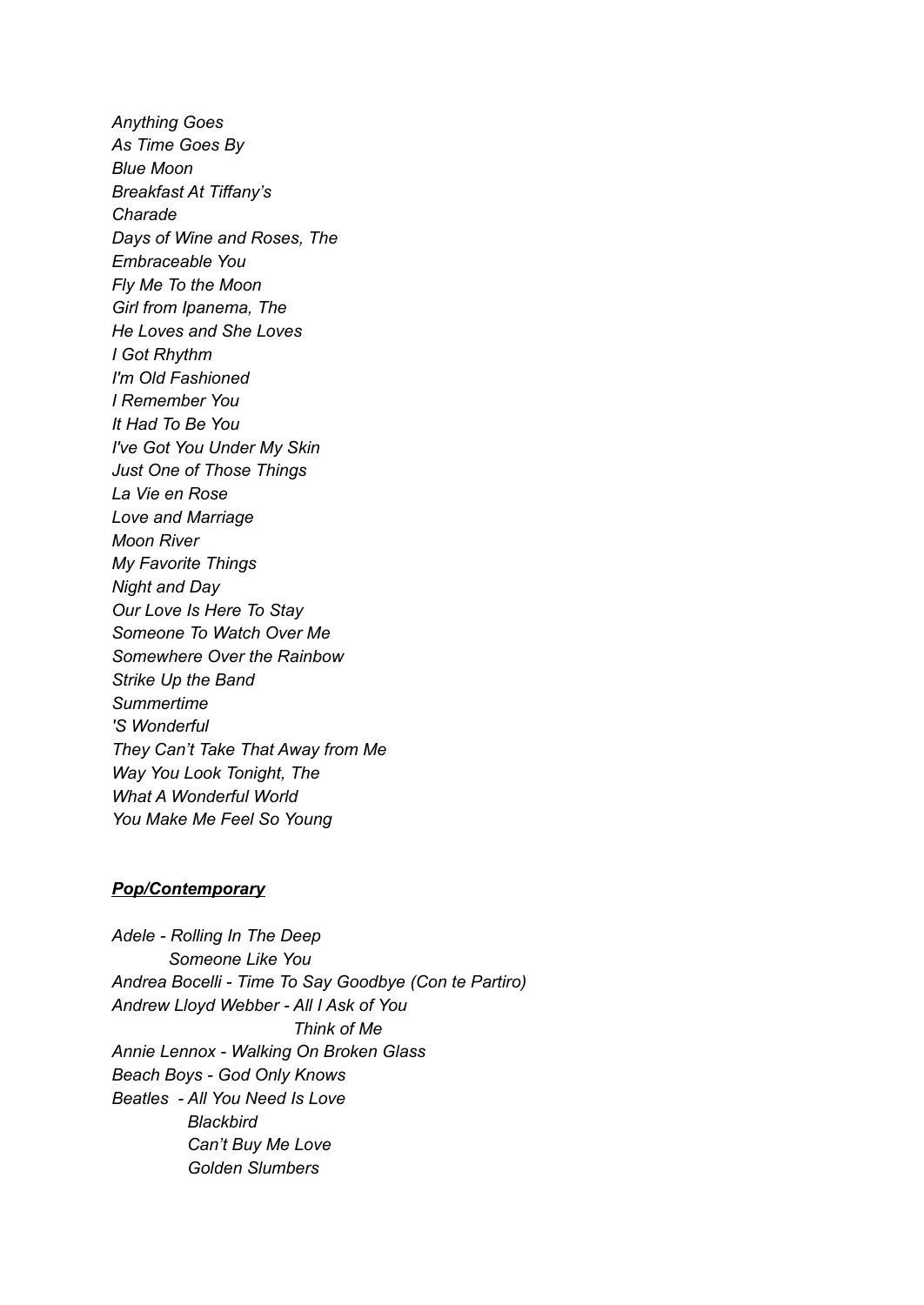*Anything Goes*
*As Time Goes By*
*Blue Moon*
*Breakfast At Tiffany's*
*Charade*
*Days of Wine and Roses, The*
*Embraceable You*
*Fly Me To the Moon*
*Girl from Ipanema, The*
*He Loves and She Loves*
*I Got Rhythm*
*I'm Old Fashioned*
*I Remember You*
*It Had To Be You*
*I've Got You Under My Skin*
*Just One of Those Things*
*La Vie en Rose*
*Love and Marriage*
*Moon River*
*My Favorite Things*
*Night and Day*
*Our Love Is Here To Stay*
*Someone To Watch Over Me*
*Somewhere Over the Rainbow*
*Strike Up the Band*
*Summertime*
*'S Wonderful*
*They Can't Take That Away from Me*
*Way You Look Tonight, The*
*What A Wonderful World*
*You Make Me Feel So Young*

***Pop/Contemporary***

*Adele - Rolling In The Deep*
*Someone Like You*
*Andrea Bocelli - Time To Say Goodbye (Con te Partiro)*
*Andrew Lloyd Webber - All I Ask of You*
*Think of Me*
*Annie Lennox - Walking On Broken Glass*
*Beach Boys - God Only Knows*
*Beatles - All You Need Is Love*
*Blackbird*
*Can't Buy Me Love*
*Golden Slumbers*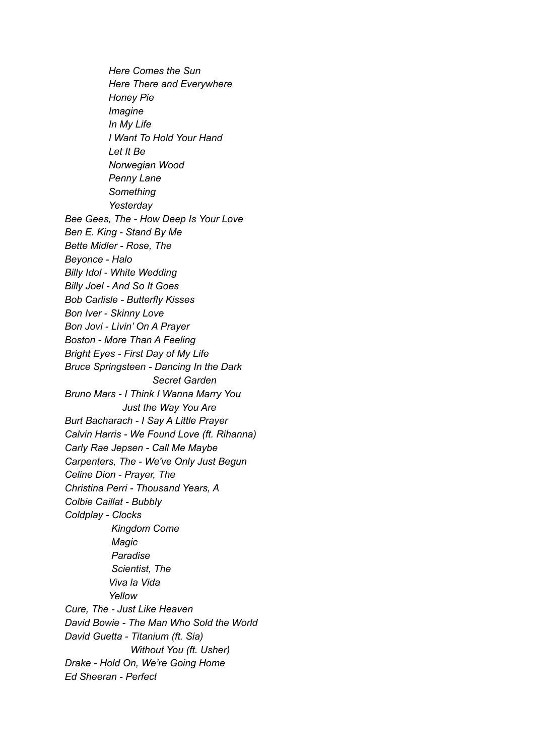*Here Comes the Sun*
*Here There and Everywhere*
*Honey Pie*
*Imagine*
*In My Life*
*I Want To Hold Your Hand*
*Let It Be*
*Norwegian Wood*
*Penny Lane*
*Something*
*Yesterday*

*Bee Gees, The - How Deep Is Your Love*
*Ben E. King - Stand By Me*
*Bette Midler - Rose, The*
*Beyonce - Halo*
*Billy Idol - White Wedding*
*Billy Joel - And So It Goes*
*Bob Carlisle - Butterfly Kisses*
*Bon Iver - Skinny Love*
*Bon Jovi - Livin' On A Prayer*
*Boston - More Than A Feeling*
*Bright Eyes - First Day of My Life*
*Bruce Springsteen - Dancing In the Dark*
*Secret Garden*
*Bruno Mars - I Think I Wanna Marry You*
*Just the Way You Are*
*Burt Bacharach - I Say A Little Prayer*
*Calvin Harris - We Found Love (ft. Rihanna)*
*Carly Rae Jepsen - Call Me Maybe*
*Carpenters, The - We've Only Just Begun*
*Celine Dion - Prayer, The*
*Christina Perri - Thousand Years, A*
*Colbie Caillat - Bubbly*
*Coldplay - Clocks*
*Kingdom Come*
*Magic*
*Paradise*
*Scientist, The*
*Viva la Vida*
*Yellow*
*Cure, The - Just Like Heaven*
*David Bowie - The Man Who Sold the World*
*David Guetta - Titanium (ft. Sia)*
*Without You (ft. Usher)*
*Drake - Hold On, We're Going Home*
*Ed Sheeran - Perfect*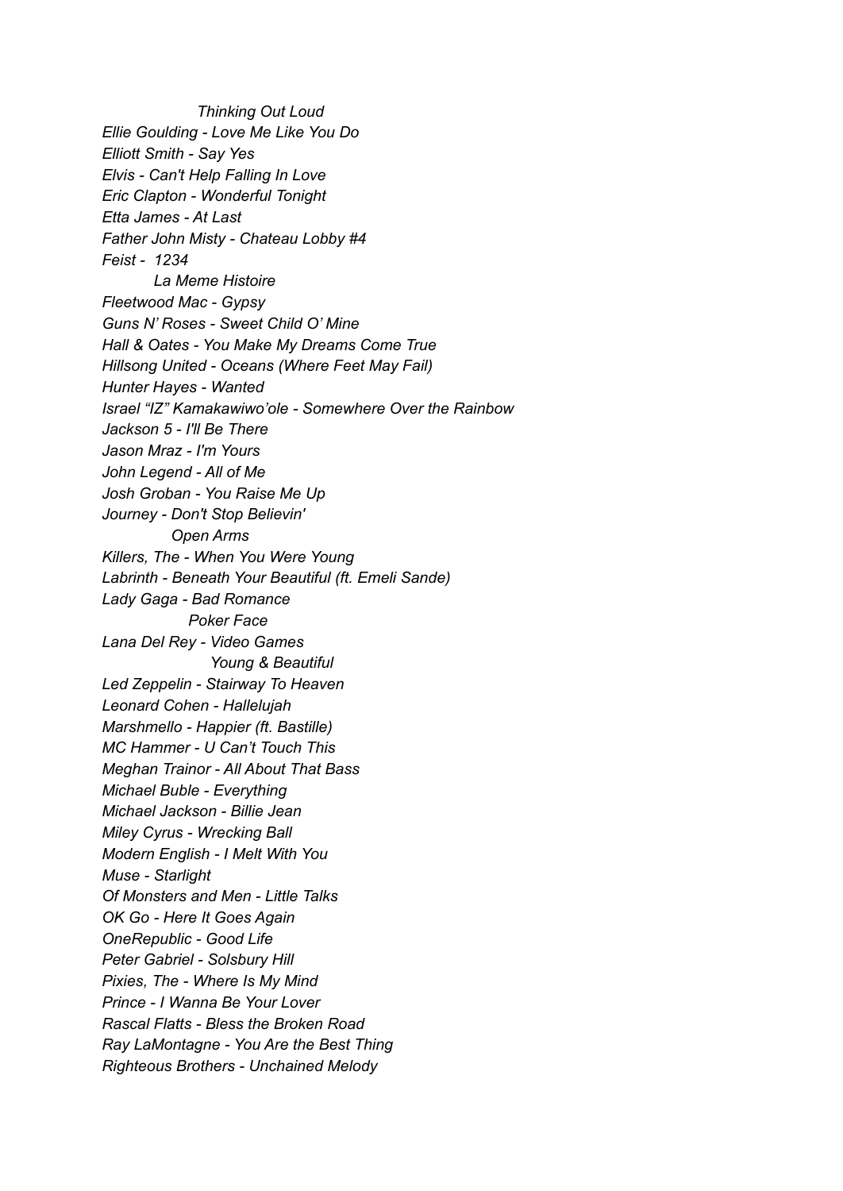*Thinking Out Loud*

*Ellie Goulding - Love Me Like You Do*

*Elliott Smith - Say Yes*

*Elvis - Can't Help Falling In Love*

*Eric Clapton - Wonderful Tonight*

*Etta James - At Last*

*Father John Misty - Chateau Lobby #4*

*Feist - 1234*

*La Meme Histoire*

*Fleetwood Mac - Gypsy*

*Guns N' Roses - Sweet Child O' Mine*

*Hall & Oates - You Make My Dreams Come True*

*Hillsong United - Oceans (Where Feet May Fail)*

*Hunter Hayes - Wanted*

*Israel "IZ" Kamakawiwo'ole - Somewhere Over the Rainbow*

*Jackson 5 - I'll Be There*

*Jason Mraz - I'm Yours*

*John Legend - All of Me*

*Josh Groban - You Raise Me Up*

*Journey - Don't Stop Believin'*

*Open Arms*

*Killers, The - When You Were Young*

*Labrinth - Beneath Your Beautiful (ft. Emeli Sande)*

*Lady Gaga - Bad Romance*

*Poker Face*

*Lana Del Rey - Video Games*

*Young & Beautiful*

*Led Zeppelin - Stairway To Heaven*

*Leonard Cohen - Hallelujah*

*Marshmello - Happier (ft. Bastille)*

*MC Hammer - U Can't Touch This*

*Meghan Trainor - All About That Bass*

*Michael Buble - Everything*

*Michael Jackson - Billie Jean*

*Miley Cyrus - Wrecking Ball*

*Modern English - I Melt With You*

*Muse - Starlight*

*Of Monsters and Men - Little Talks*

*OK Go - Here It Goes Again*

*OneRepublic - Good Life*

*Peter Gabriel - Solsbury Hill*

*Pixies, The - Where Is My Mind*

*Prince - I Wanna Be Your Lover*

*Rascal Flatts - Bless the Broken Road*

*Ray LaMontagne - You Are the Best Thing*

*Righteous Brothers - Unchained Melody*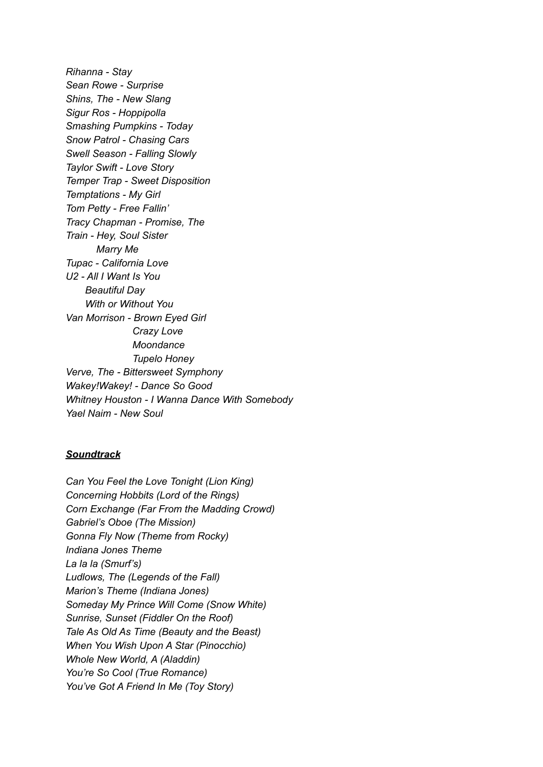*Rihanna - Stay*
*Sean Rowe - Surprise*
*Shins, The - New Slang*
*Sigur Ros - Hoppipolla*
*Smashing Pumpkins - Today*
*Snow Patrol - Chasing Cars*
*Swell Season - Falling Slowly*
*Taylor Swift - Love Story*
*Temper Trap - Sweet Disposition*
*Temptations - My Girl*
*Tom Petty - Free Fallin'*
*Tracy Chapman - Promise, The*
*Train - Hey, Soul Sister*
*Marry Me*
*Tupac - California Love*
*U2 - All I Want Is You*
*Beautiful Day*
*With or Without You*
*Van Morrison - Brown Eyed Girl*
*Crazy Love*
*Moondance*
*Tupelo Honey*
*Verve, The - Bittersweet Symphony*
*Wakey!Wakey! - Dance So Good*
*Whitney Houston - I Wanna Dance With Somebody*
*Yael Naim - New Soul*

***Soundtrack***

*Can You Feel the Love Tonight (Lion King)*
*Concerning Hobbits (Lord of the Rings)*
*Corn Exchange (Far From the Madding Crowd)*
*Gabriel's Oboe (The Mission)*
*Gonna Fly Now (Theme from Rocky)*
*Indiana Jones Theme*
*La la la (Smurf's)*
*Ludlows, The (Legends of the Fall)*
*Marion's Theme (Indiana Jones)*
*Someday My Prince Will Come (Snow White)*
*Sunrise, Sunset (Fiddler On the Roof)*
*Tale As Old As Time (Beauty and the Beast)*
*When You Wish Upon A Star (Pinocchio)*
*Whole New World, A (Aladdin)*
*You're So Cool (True Romance)*
*You've Got A Friend In Me (Toy Story)*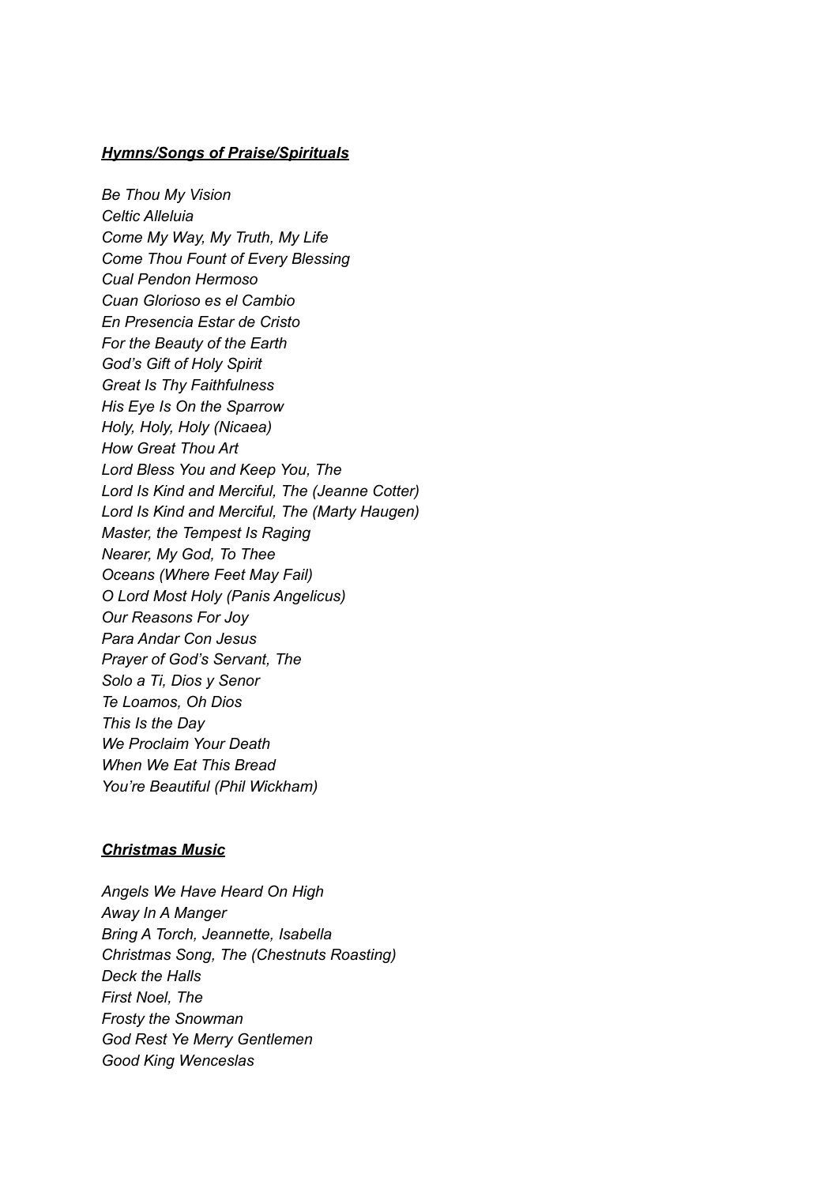***Hymns/Songs of Praise/Spirituals***

*Be Thou My Vision*
*Celtic Alleluia*
*Come My Way, My Truth, My Life*
*Come Thou Fount of Every Blessing*
*Cual Pendon Hermoso*
*Cuan Glorioso es el Cambio*
*En Presencia Estar de Cristo*
*For the Beauty of the Earth*
*God's Gift of Holy Spirit*
*Great Is Thy Faithfulness*
*His Eye Is On the Sparrow*
*Holy, Holy, Holy (Nicaea)*
*How Great Thou Art*
*Lord Bless You and Keep You, The*
*Lord Is Kind and Merciful, The (Jeanne Cotter)*
*Lord Is Kind and Merciful, The (Marty Haugen)*
*Master, the Tempest Is Raging*
*Nearer, My God, To Thee*
*Oceans (Where Feet May Fail)*
*O Lord Most Holy (Panis Angelicus)*
*Our Reasons For Joy*
*Para Andar Con Jesus*
*Prayer of God's Servant, The*
*Solo a Ti, Dios y Senor*
*Te Loamos, Oh Dios*
*This Is the Day*
*We Proclaim Your Death*
*When We Eat This Bread*
*You're Beautiful (Phil Wickham)*

***Christmas Music***

*Angels We Have Heard On High*
*Away In A Manger*
*Bring A Torch, Jeannette, Isabella*
*Christmas Song, The (Chestnuts Roasting)*
*Deck the Halls*
*First Noel, The*
*Frosty the Snowman*
*God Rest Ye Merry Gentlemen*
*Good King Wenceslas*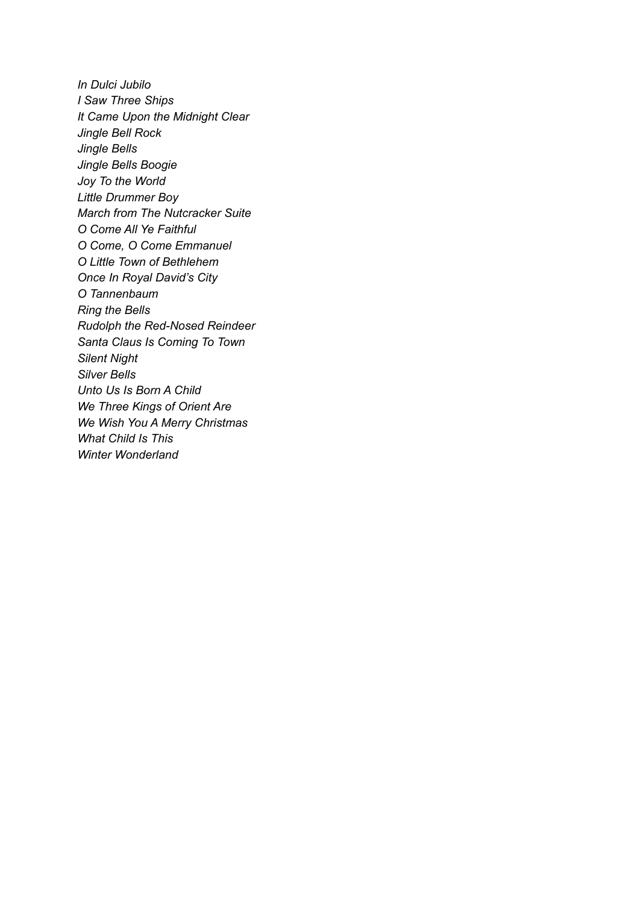*In Dulci Jubilo*
*I Saw Three Ships*
*It Came Upon the Midnight Clear*
*Jingle Bell Rock*
*Jingle Bells*
*Jingle Bells Boogie*
*Joy To the World*
*Little Drummer Boy*
*March from The Nutcracker Suite*
*O Come All Ye Faithful*
*O Come, O Come Emmanuel*
*O Little Town of Bethlehem*
*Once In Royal David's City*
*O Tannenbaum*
*Ring the Bells*
*Rudolph the Red-Nosed Reindeer*
*Santa Claus Is Coming To Town*
*Silent Night*
*Silver Bells*
*Unto Us Is Born A Child*
*We Three Kings of Orient Are*
*We Wish You A Merry Christmas*
*What Child Is This*
*Winter Wonderland*